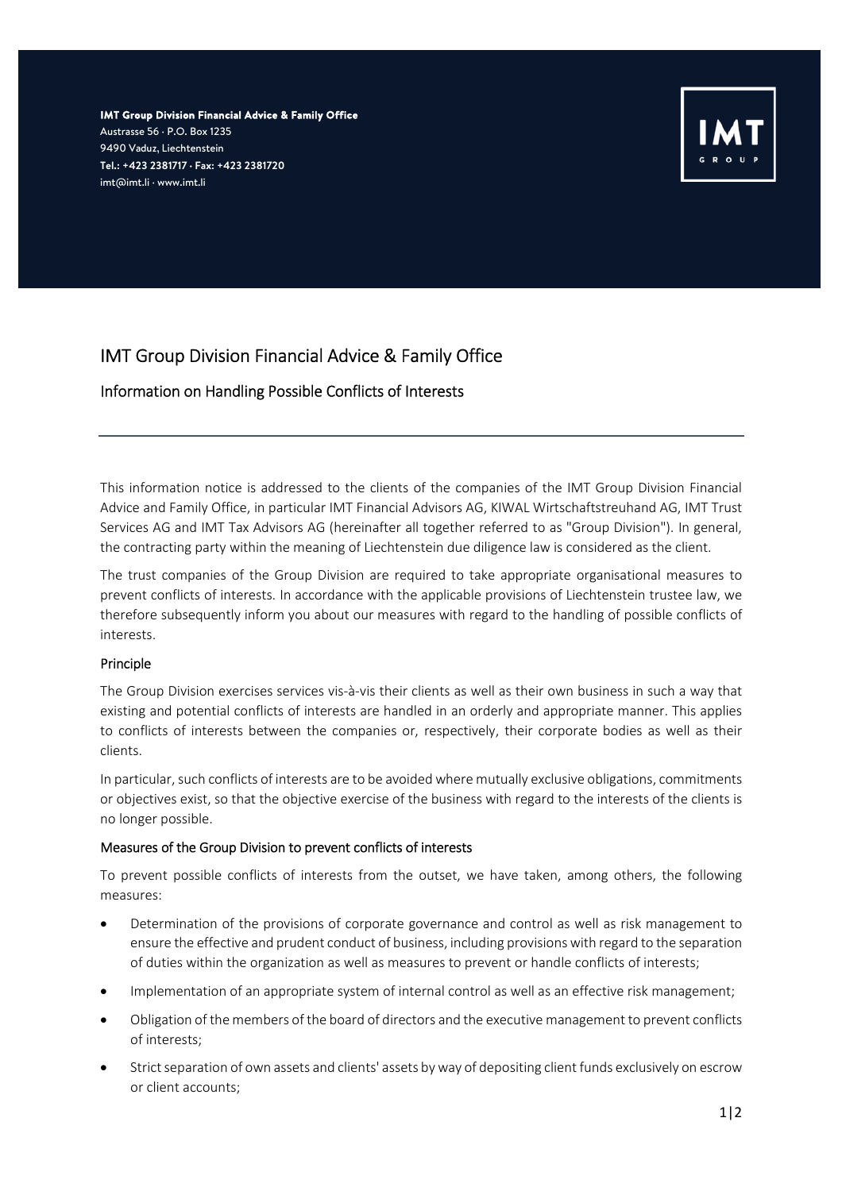**IMT Group Division Financial Advice & Family Office**
Austrasse 56 · P.O. Box 1235
9490 Vaduz, Liechtenstein
**Tel.: +423 2381717 · Fax: +423 2381720**
imt@imt.li · www.imt.li

# IMT Group Division Financial Advice & Family Office

## Information on Handling Possible Conflicts of Interests

This information notice is addressed to the clients of the companies of the IMT Group Division Financial Advice and Family Office, in particular IMT Financial Advisors AG, KIWAL Wirtschaftstreuhand AG, IMT Trust Services AG and IMT Tax Advisors AG (hereinafter all together referred to as "Group Division"). In general, the contracting party within the meaning of Liechtenstein due diligence law is considered as the client.

The trust companies of the Group Division are required to take appropriate organisational measures to prevent conflicts of interests. In accordance with the applicable provisions of Liechtenstein trustee law, we therefore subsequently inform you about our measures with regard to the handling of possible conflicts of interests.

### Principle

The Group Division exercises services vis-à-vis their clients as well as their own business in such a way that existing and potential conflicts of interests are handled in an orderly and appropriate manner. This applies to conflicts of interests between the companies or, respectively, their corporate bodies as well as their clients.

In particular, such conflicts of interests are to be avoided where mutually exclusive obligations, commitments or objectives exist, so that the objective exercise of the business with regard to the interests of the clients is no longer possible.

### Measures of the Group Division to prevent conflicts of interests

To prevent possible conflicts of interests from the outset, we have taken, among others, the following measures:

- Determination of the provisions of corporate governance and control as well as risk management to ensure the effective and prudent conduct of business, including provisions with regard to the separation of duties within the organization as well as measures to prevent or handle conflicts of interests;
- Implementation of an appropriate system of internal control as well as an effective risk management;
- Obligation of the members of the board of directors and the executive management to prevent conflicts of interests;
- Strict separation of own assets and clients' assets by way of depositing client funds exclusively on escrow or client accounts;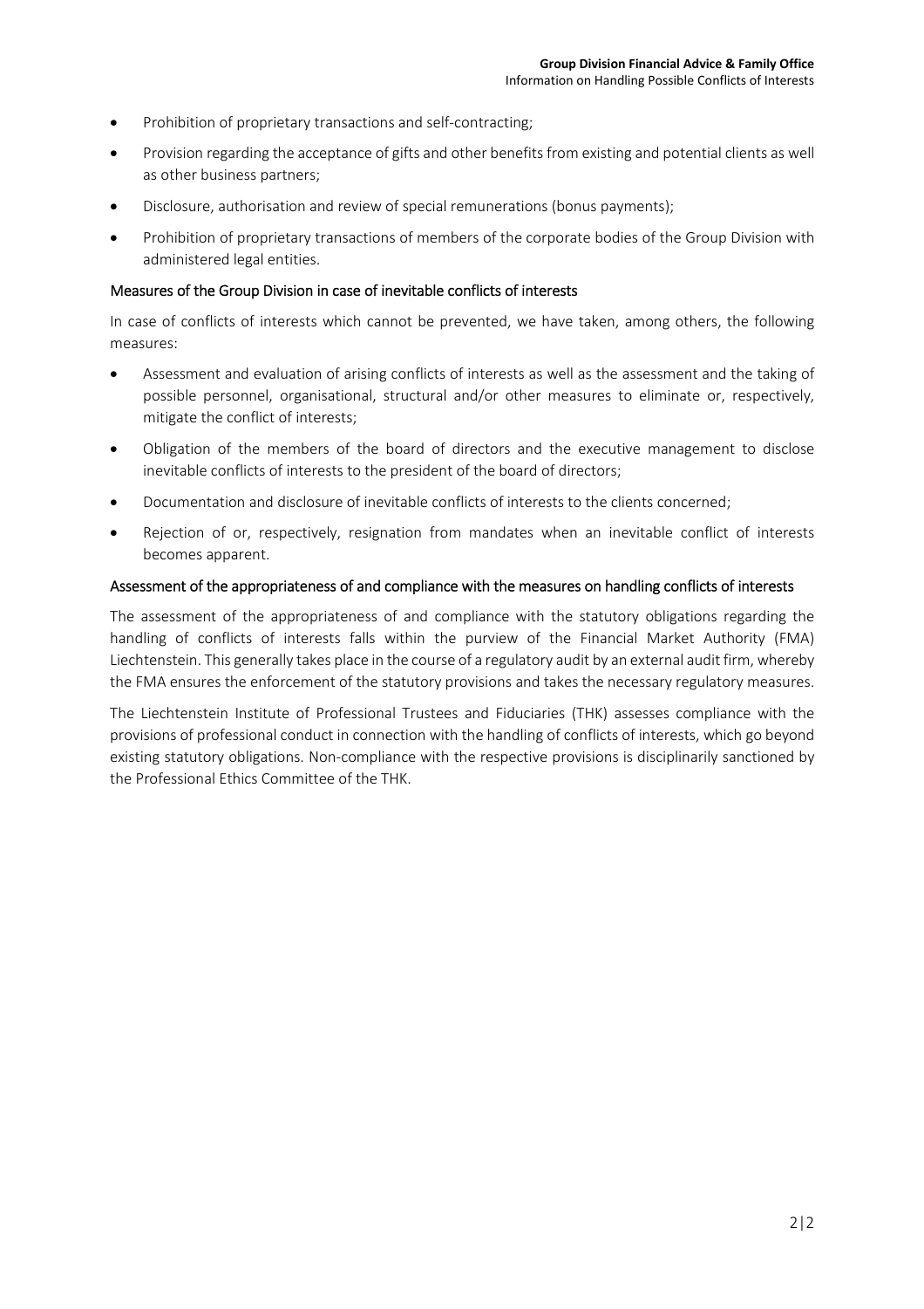- Prohibition of proprietary transactions and self-contracting;
- Provision regarding the acceptance of gifts and other benefits from existing and potential clients as well as other business partners;
- Disclosure, authorisation and review of special remunerations (bonus payments);
- Prohibition of proprietary transactions of members of the corporate bodies of the Group Division with administered legal entities.

### Measures of the Group Division in case of inevitable conflicts of interests

In case of conflicts of interests which cannot be prevented, we have taken, among others, the following measures:

- Assessment and evaluation of arising conflicts of interests as well as the assessment and the taking of possible personnel, organisational, structural and/or other measures to eliminate or, respectively, mitigate the conflict of interests;
- Obligation of the members of the board of directors and the executive management to disclose inevitable conflicts of interests to the president of the board of directors;
- Documentation and disclosure of inevitable conflicts of interests to the clients concerned;
- Rejection of or, respectively, resignation from mandates when an inevitable conflict of interests becomes apparent.

### Assessment of the appropriateness of and compliance with the measures on handling conflicts of interests

The assessment of the appropriateness of and compliance with the statutory obligations regarding the handling of conflicts of interests falls within the purview of the Financial Market Authority (FMA) Liechtenstein. This generally takes place in the course of a regulatory audit by an external audit firm, whereby the FMA ensures the enforcement of the statutory provisions and takes the necessary regulatory measures.

The Liechtenstein Institute of Professional Trustees and Fiduciaries (THK) assesses compliance with the provisions of professional conduct in connection with the handling of conflicts of interests, which go beyond existing statutory obligations. Non-compliance with the respective provisions is disciplinarily sanctioned by the Professional Ethics Committee of the THK.